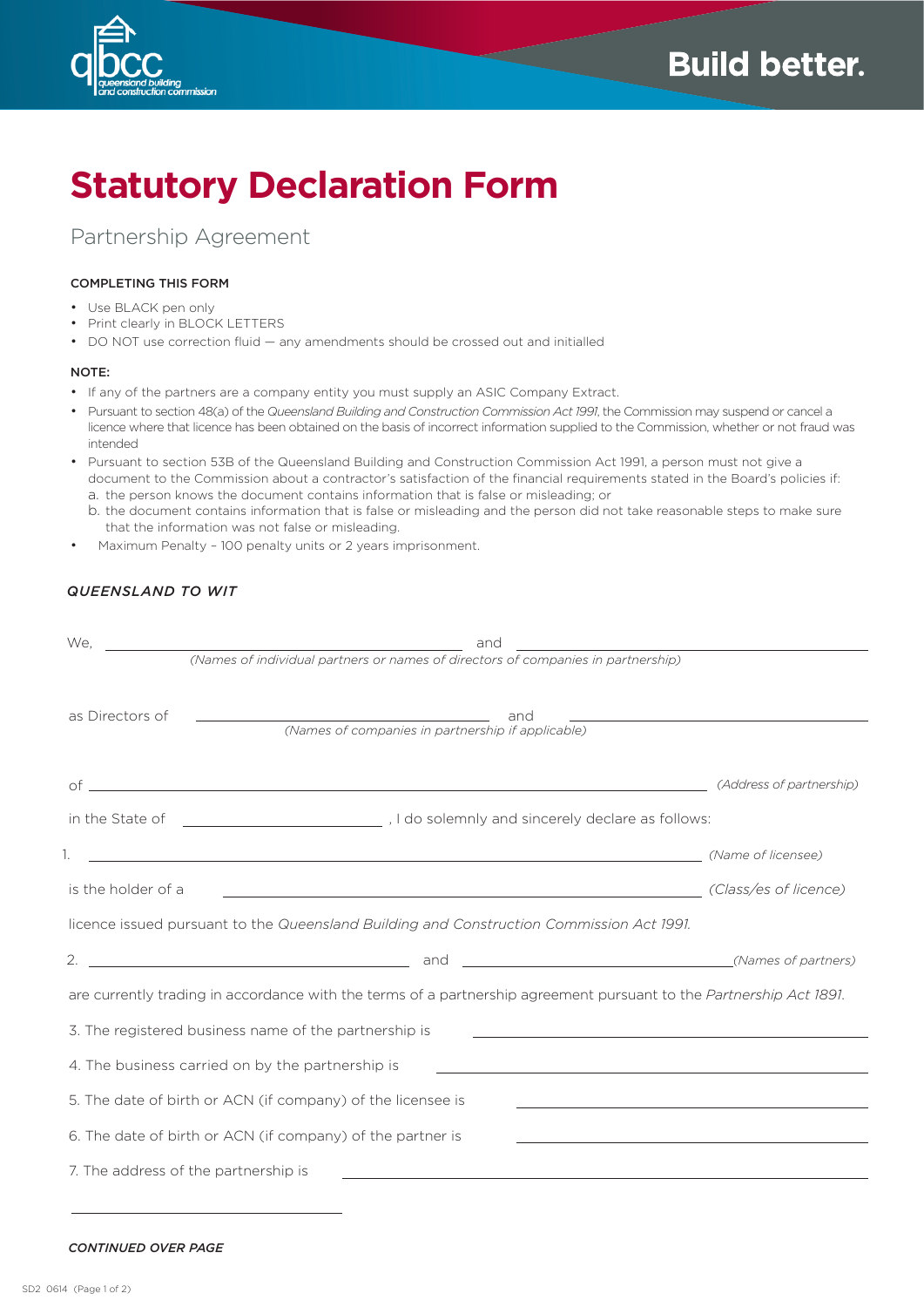# Statutory Declaration Form

## Partnership Agreement

### COMPLETING THIS FORM

- Use BLACK pen only
- Print clearly in BLOCK LETTERS
- DO NOT use correction fluid — any amendments should be crossed out and initialled

### NOTE:

- If any of the partners are a company entity you must supply an ASIC Company Extract.
- Pursuant to section 48(a) of the *Queensland Building and Construction Commission Act 1991*, the Commission may suspend or cancel a licence where that licence has been obtained on the basis of incorrect information supplied to the Commission, whether or not fraud was intended
- Pursuant to section 53B of the Queensland Building and Construction Commission Act 1991, a person must not give a document to the Commission about a contractor's satisfaction of the financial requirements stated in the Board's policies if:
  a. the person knows the document contains information that is false or misleading; or
  b. the document contains information that is false or misleading and the person did not take reasonable steps to make sure that the information was not false or misleading.
- Maximum Penalty – 100 penalty units or 2 years imprisonment.

***QUEENSLAND TO WIT***

We, ______________________________ and ______________________________
*(Names of individual partners or names of directors of companies in partnership)*

as Directors of ______________________________ and ______________________________
*(Names of companies in partnership if applicable)*

of ____________________________________________________________ *(Address of partnership)*

in the State of ____________________, I do solemnly and sincerely declare as follows:

1. ____________________________________________________________ *(Name of licensee)*

is the holder of a ____________________________________________ *(Class/es of licence)*

licence issued pursuant to the *Queensland Building and Construction Commission Act 1991.*

2. ______________________________ and ______________________________ *(Names of partners)*

are currently trading in accordance with the terms of a partnership agreement pursuant to the *Partnership Act 1891.*

3. The registered business name of the partnership is ______________________________

4. The business carried on by the partnership is ______________________________

5. The date of birth or ACN (if company) of the licensee is ______________________________

6. The date of birth or ACN (if company) of the partner is ______________________________

7. The address of the partnership is ______________________________

______________________________

***CONTINUED OVER PAGE***

SD2 0614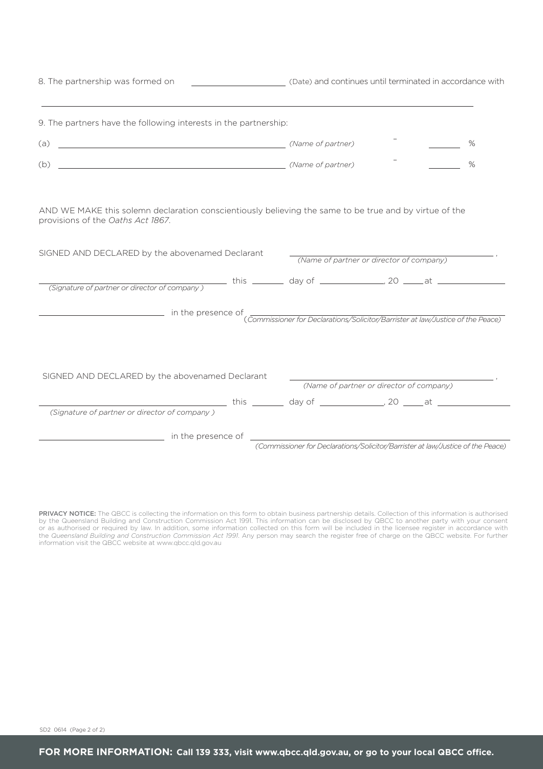8. The partnership was formed on ____________________ (Date) and continues until terminated in accordance with

______________________________________________________________________________

9. The partners have the following interests in the partnership:

(a) ______________________________________ *(Name of partner)* – ________ %

(b) ______________________________________ *(Name of partner)* – ________ %

AND WE MAKE this solemn declaration conscientiously believing the same to be true and by virtue of the provisions of the *Oaths Act 1867*.

SIGNED AND DECLARED by the abovenamed Declarant ______________________________________ ,
*(Name of partner or director of company)*

______________________________________ this ________ day of ______________, 20 _____ at ________________
*(Signature of partner or director of company )*

____________________________ in the presence of ______________________________________
*(Commissioner for Declarations/Solicitor/Barrister at law/Justice of the Peace)*

SIGNED AND DECLARED by the abovenamed Declarant ______________________________________ ,
*(Name of partner or director of company)*

______________________________________ this ________ day of ______________, 20 _____ at ________________
*(Signature of partner or director of company )*

____________________________ in the presence of ______________________________________
*(Commissioner for Declarations/Solicitor/Barrister at law/Justice of the Peace)*

**PRIVACY NOTICE:** The QBCC is collecting the information on this form to obtain business partnership details. Collection of this information is authorised by the Queensland Building and Construction Commission Act 1991. This information can be disclosed by QBCC to another party with your consent or as authorised or required by law. In addition, some information collected on this form will be included in the licensee register in accordance with the *Queensland Building and Construction Commission Act 1991*. Any person may search the register free of charge on the QBCC website. For further information visit the QBCC website at www.qbcc.qld.gov.au

SD2 0614

**FOR MORE INFORMATION:** **Call 139 333, visit www.qbcc.qld.gov.au, or go to your local QBCC office.**